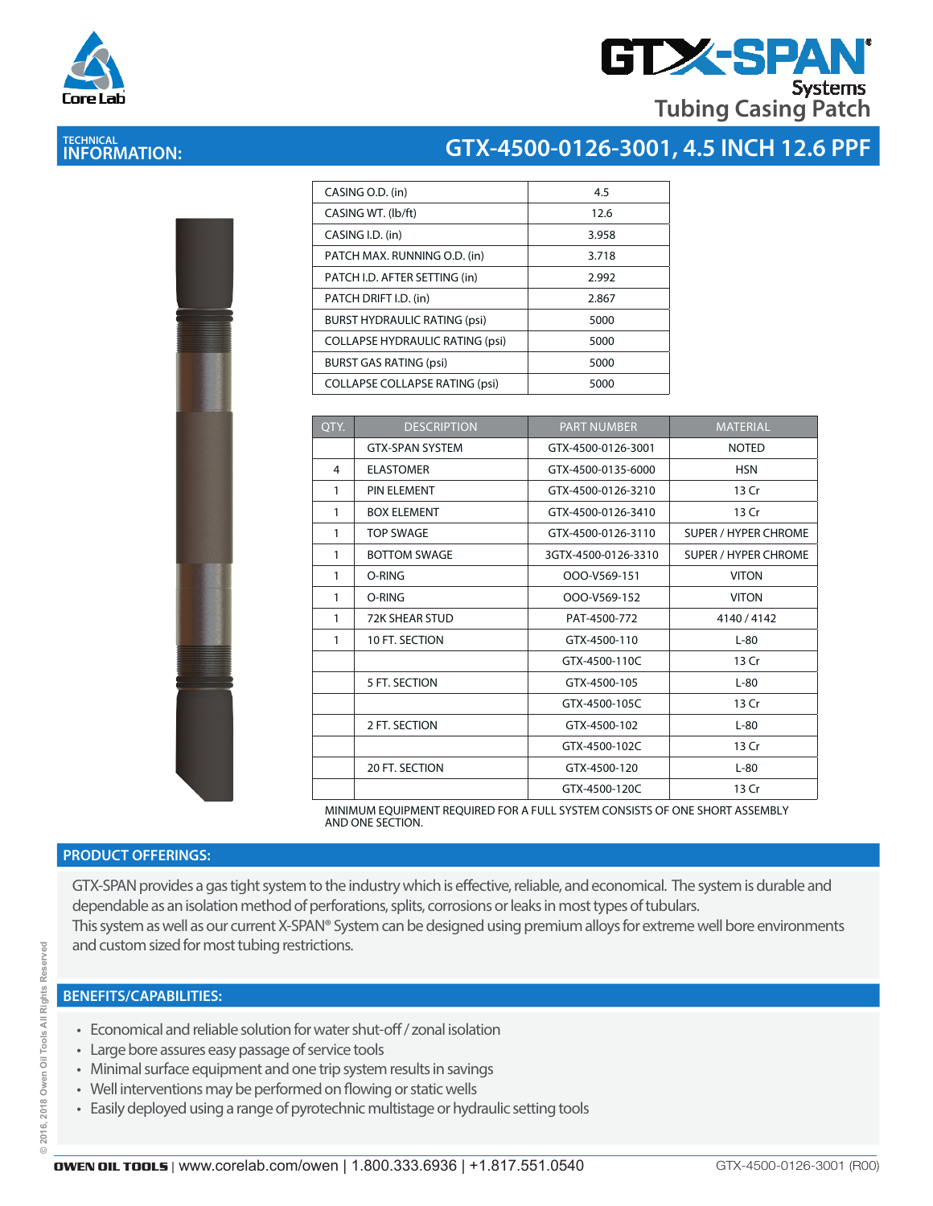# GTX-SPAN® Systems

## Tubing Casing Patch

## TECHNICAL INFORMATION: GTX-4500-0126-3001, 4.5 INCH 12.6 PPF

| | |
|---|---|
| CASING O.D. (in) | 4.5 |
| CASING WT. (lb/ft) | 12.6 |
| CASING I.D. (in) | 3.958 |
| PATCH MAX. RUNNING O.D. (in) | 3.718 |
| PATCH I.D. AFTER SETTING (in) | 2.992 |
| PATCH DRIFT I.D. (in) | 2.867 |
| BURST HYDRAULIC RATING (psi) | 5000 |
| COLLAPSE HYDRAULIC RATING (psi) | 5000 |
| BURST GAS RATING (psi) | 5000 |
| COLLAPSE COLLAPSE RATING (psi) | 5000 |

| QTY. | DESCRIPTION | PART NUMBER | MATERIAL |
|---|---|---|---|
| | GTX-SPAN SYSTEM | GTX-4500-0126-3001 | NOTED |
| 4 | ELASTOMER | GTX-4500-0135-6000 | HSN |
| 1 | PIN ELEMENT | GTX-4500-0126-3210 | 13 Cr |
| 1 | BOX ELEMENT | GTX-4500-0126-3410 | 13 Cr |
| 1 | TOP SWAGE | GTX-4500-0126-3110 | SUPER / HYPER CHROME |
| 1 | BOTTOM SWAGE | 3GTX-4500-0126-3310 | SUPER / HYPER CHROME |
| 1 | O-RING | OOO-V569-151 | VITON |
| 1 | O-RING | OOO-V569-152 | VITON |
| 1 | 72K SHEAR STUD | PAT-4500-772 | 4140 / 4142 |
| 1 | 10 FT. SECTION | GTX-4500-110 | L-80 |
| | | GTX-4500-110C | 13 Cr |
| | 5 FT. SECTION | GTX-4500-105 | L-80 |
| | | GTX-4500-105C | 13 Cr |
| | 2 FT. SECTION | GTX-4500-102 | L-80 |
| | | GTX-4500-102C | 13 Cr |
| | 20 FT. SECTION | GTX-4500-120 | L-80 |
| | | GTX-4500-120C | 13 Cr |

MINIMUM EQUIPMENT REQUIRED FOR A FULL SYSTEM CONSISTS OF ONE SHORT ASSEMBLY AND ONE SECTION.

## PRODUCT OFFERINGS:

GTX-SPAN provides a gas tight system to the industry which is effective, reliable, and economical. The system is durable and dependable as an isolation method of perforations, splits, corrosions or leaks in most types of tubulars.
This system as well as our current X-SPAN® System can be designed using premium alloys for extreme well bore environments and custom sized for most tubing restrictions.

## BENEFITS/CAPABILITIES:

- Economical and reliable solution for water shut-off / zonal isolation
- Large bore assures easy passage of service tools
- Minimal surface equipment and one trip system results in savings
- Well interventions may be performed on flowing or static wells
- Easily deployed using a range of pyrotechnic multistage or hydraulic setting tools

© 2016, 2018 Owen Oil Tools All Rights Reserved

**OWEN OIL TOOLS** | www.corelab.com/owen | 1.800.333.6936 | +1.817.551.0540 GTX-4500-0126-3001 (R00)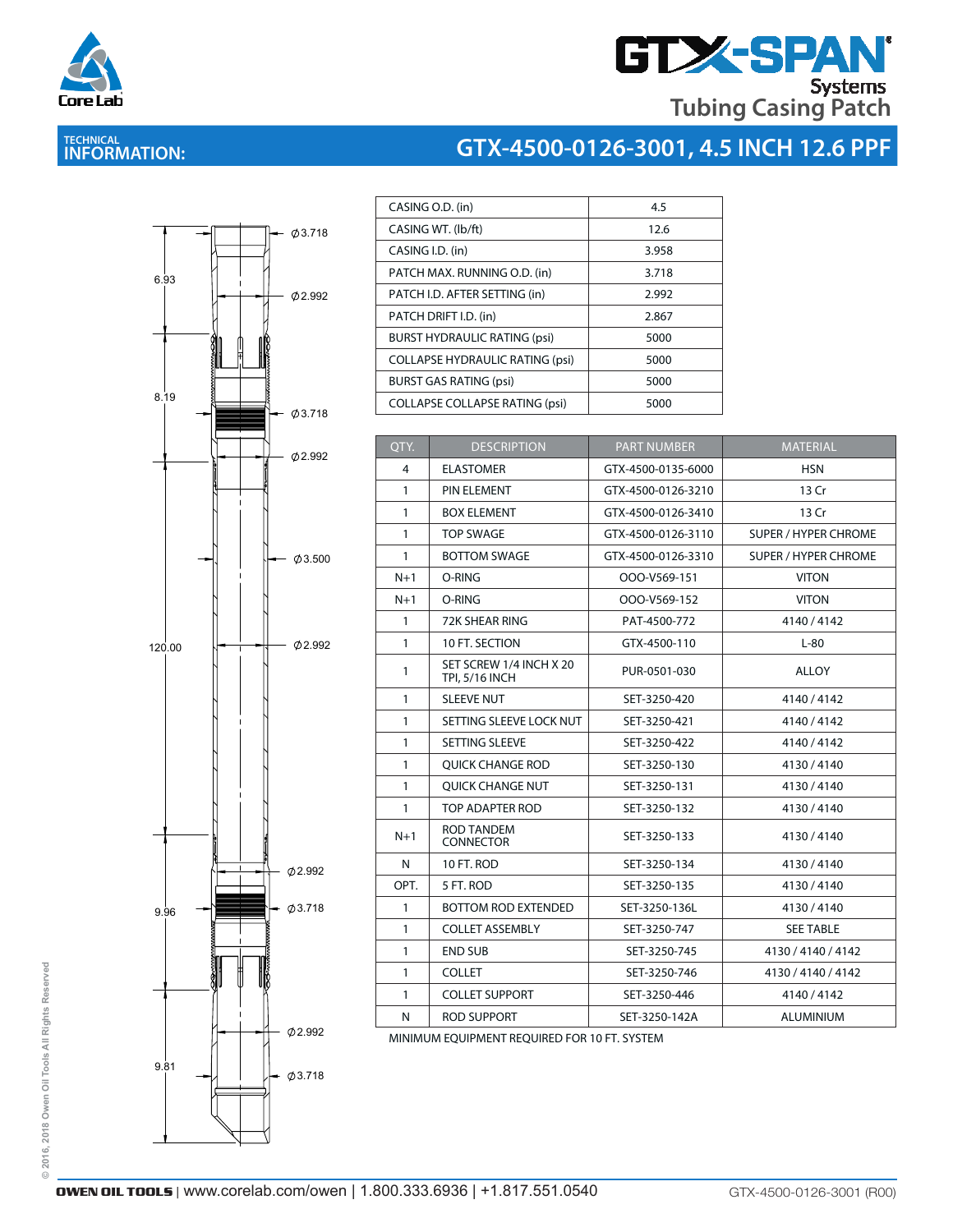# GTX-SPAN® Systems Tubing Casing Patch

## TECHNICAL INFORMATION: GTX-4500-0126-3001, 4.5 INCH 12.6 PPF

Ø3.718
6.93
Ø2.992
8.19
Ø3.718
Ø2.992
Ø3.500
120.00
Ø2.992
Ø2.992
9.96
Ø3.718
Ø2.992
9.81
Ø3.718

| | |
|---|---|
| CASING O.D. (in) | 4.5 |
| CASING WT. (lb/ft) | 12.6 |
| CASING I.D. (in) | 3.958 |
| PATCH MAX. RUNNING O.D. (in) | 3.718 |
| PATCH I.D. AFTER SETTING (in) | 2.992 |
| PATCH DRIFT I.D. (in) | 2.867 |
| BURST HYDRAULIC RATING (psi) | 5000 |
| COLLAPSE HYDRAULIC RATING (psi) | 5000 |
| BURST GAS RATING (psi) | 5000 |
| COLLAPSE COLLAPSE RATING (psi) | 5000 |

| QTY. | DESCRIPTION | PART NUMBER | MATERIAL |
|---|---|---|---|
| 4 | ELASTOMER | GTX-4500-0135-6000 | HSN |
| 1 | PIN ELEMENT | GTX-4500-0126-3210 | 13 Cr |
| 1 | BOX ELEMENT | GTX-4500-0126-3410 | 13 Cr |
| 1 | TOP SWAGE | GTX-4500-0126-3110 | SUPER / HYPER CHROME |
| 1 | BOTTOM SWAGE | GTX-4500-0126-3310 | SUPER / HYPER CHROME |
| N+1 | O-RING | OOO-V569-151 | VITON |
| N+1 | O-RING | OOO-V569-152 | VITON |
| 1 | 72K SHEAR RING | PAT-4500-772 | 4140 / 4142 |
| 1 | 10 FT. SECTION | GTX-4500-110 | L-80 |
| 1 | SET SCREW 1/4 INCH X 20 TPI, 5/16 INCH | PUR-0501-030 | ALLOY |
| 1 | SLEEVE NUT | SET-3250-420 | 4140 / 4142 |
| 1 | SETTING SLEEVE LOCK NUT | SET-3250-421 | 4140 / 4142 |
| 1 | SETTING SLEEVE | SET-3250-422 | 4140 / 4142 |
| 1 | QUICK CHANGE ROD | SET-3250-130 | 4130 / 4140 |
| 1 | QUICK CHANGE NUT | SET-3250-131 | 4130 / 4140 |
| 1 | TOP ADAPTER ROD | SET-3250-132 | 4130 / 4140 |
| N+1 | ROD TANDEM CONNECTOR | SET-3250-133 | 4130 / 4140 |
| N | 10 FT. ROD | SET-3250-134 | 4130 / 4140 |
| OPT. | 5 FT. ROD | SET-3250-135 | 4130 / 4140 |
| 1 | BOTTOM ROD EXTENDED | SET-3250-136L | 4130 / 4140 |
| 1 | COLLET ASSEMBLY | SET-3250-747 | SEE TABLE |
| 1 | END SUB | SET-3250-745 | 4130 / 4140 / 4142 |
| 1 | COLLET | SET-3250-746 | 4130 / 4140 / 4142 |
| 1 | COLLET SUPPORT | SET-3250-446 | 4140 / 4142 |
| N | ROD SUPPORT | SET-3250-142A | ALUMINIUM |

MINIMUM EQUIPMENT REQUIRED FOR 10 FT. SYSTEM

© 2016, 2018 Owen Oil Tools All Rights Reserved

OWEN OIL TOOLS | www.corelab.com/owen | 1.800.333.6936 | +1.817.551.0540 GTX-4500-0126-3001 (R00)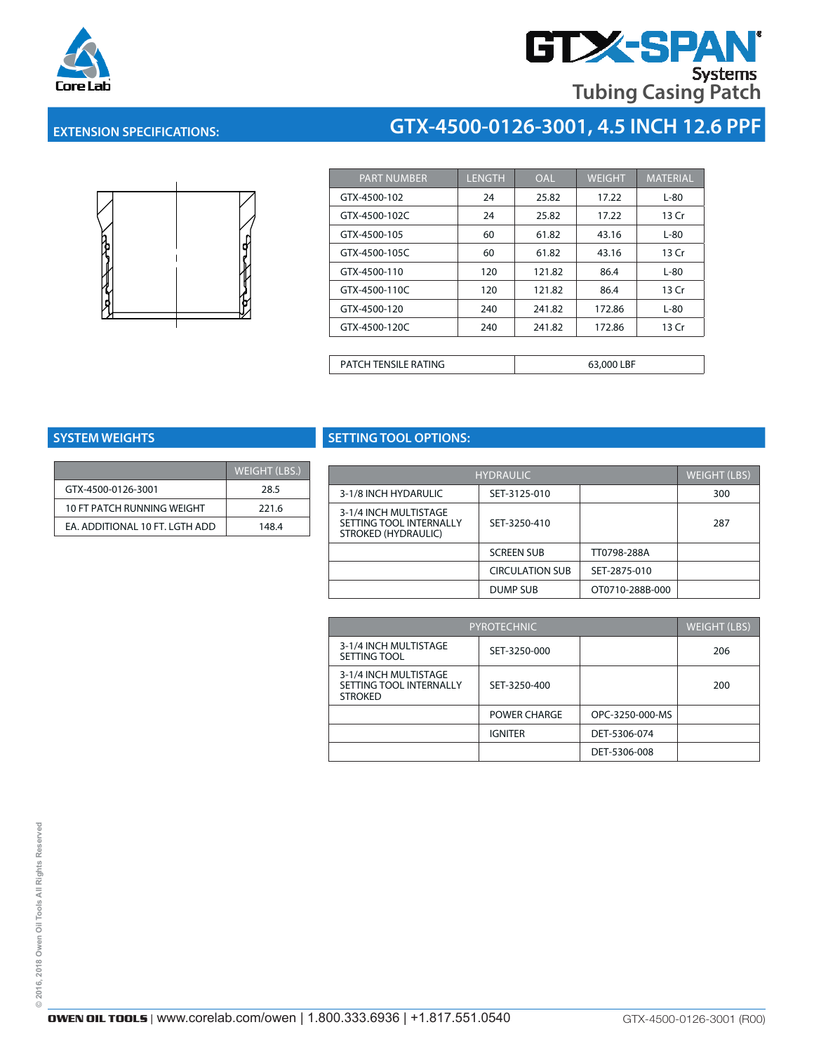# GTX-SPAN Systems Tubing Casing Patch

## EXTENSION SPECIFICATIONS: GTX-4500-0126-3001, 4.5 INCH 12.6 PPF

| PART NUMBER | LENGTH | OAL | WEIGHT | MATERIAL |
|---|---|---|---|---|
| GTX-4500-102 | 24 | 25.82 | 17.22 | L-80 |
| GTX-4500-102C | 24 | 25.82 | 17.22 | 13 Cr |
| GTX-4500-105 | 60 | 61.82 | 43.16 | L-80 |
| GTX-4500-105C | 60 | 61.82 | 43.16 | 13 Cr |
| GTX-4500-110 | 120 | 121.82 | 86.4 | L-80 |
| GTX-4500-110C | 120 | 121.82 | 86.4 | 13 Cr |
| GTX-4500-120 | 240 | 241.82 | 172.86 | L-80 |
| GTX-4500-120C | 240 | 241.82 | 172.86 | 13 Cr |

| | |
|---|---|
| PATCH TENSILE RATING | 63,000 LBF |

## SYSTEM WEIGHTS

| | WEIGHT (LBS.) |
|---|---|
| GTX-4500-0126-3001 | 28.5 |
| 10 FT PATCH RUNNING WEIGHT | 221.6 |
| EA. ADDITIONAL 10 FT. LGTH ADD | 148.4 |

## SETTING TOOL OPTIONS:

| HYDRAULIC | | | WEIGHT (LBS) |
|---|---|---|---|
| 3-1/8 INCH HYDARULIC | SET-3125-010 | | 300 |
| 3-1/4 INCH MULTISTAGE SETTING TOOL INTERNALLY STROKED (HYDRAULIC) | SET-3250-410 | | 287 |
| | SCREEN SUB | TT0798-288A | |
| | CIRCULATION SUB | SET-2875-010 | |
| | DUMP SUB | OT0710-288B-000 | |

| PYROTECHNIC | | | WEIGHT (LBS) |
|---|---|---|---|
| 3-1/4 INCH MULTISTAGE SETTING TOOL | SET-3250-000 | | 206 |
| 3-1/4 INCH MULTISTAGE SETTING TOOL INTERNALLY STROKED | SET-3250-400 | | 200 |
| | POWER CHARGE | OPC-3250-000-MS | |
| | IGNITER | DET-5306-074 | |
| | | DET-5306-008 | |

© 2016, 2018 Owen Oil Tools All Rights Reserved

**OWEN OIL TOOLS** | www.corelab.com/owen | 1.800.333.6936 | +1.817.551.0540

GTX-4500-0126-3001 (R00)